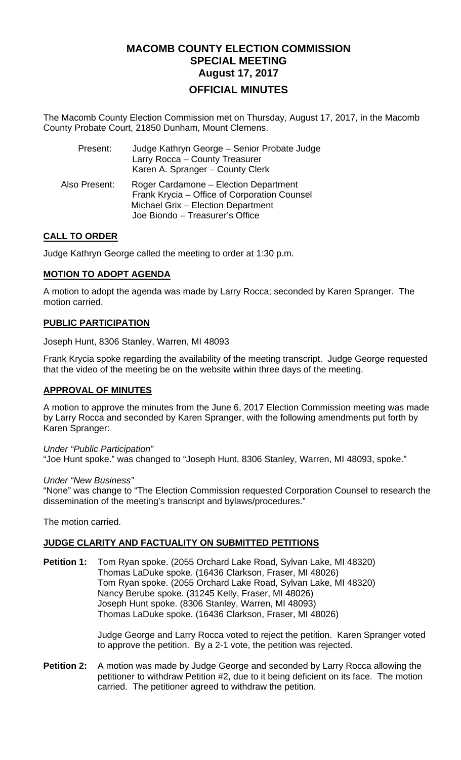# MACOMB COUNTY ELECTION COMMISSION
# SPECIAL MEETING
# August 17, 2017

## OFFICIAL MINUTES

The Macomb County Election Commission met on Thursday, August 17, 2017, in the Macomb County Probate Court, 21850 Dunham, Mount Clemens.

Present: Judge Kathryn George – Senior Probate Judge
Larry Rocca – County Treasurer
Karen A. Spranger – County Clerk

Also Present: Roger Cardamone – Election Department
Frank Krycia – Office of Corporation Counsel
Michael Grix – Election Department
Joe Biondo – Treasurer's Office

### CALL TO ORDER

Judge Kathryn George called the meeting to order at 1:30 p.m.

### MOTION TO ADOPT AGENDA

A motion to adopt the agenda was made by Larry Rocca; seconded by Karen Spranger. The motion carried.

### PUBLIC PARTICIPATION

Joseph Hunt, 8306 Stanley, Warren, MI 48093

Frank Krycia spoke regarding the availability of the meeting transcript. Judge George requested that the video of the meeting be on the website within three days of the meeting.

### APPROVAL OF MINUTES

A motion to approve the minutes from the June 6, 2017 Election Commission meeting was made by Larry Rocca and seconded by Karen Spranger, with the following amendments put forth by Karen Spranger:

*Under "Public Participation"*
"Joe Hunt spoke." was changed to "Joseph Hunt, 8306 Stanley, Warren, MI 48093, spoke."

*Under "New Business"*
"None" was change to "The Election Commission requested Corporation Counsel to research the dissemination of the meeting's transcript and bylaws/procedures."

The motion carried.

### JUDGE CLARITY AND FACTUALITY ON SUBMITTED PETITIONS

**Petition 1:** Tom Ryan spoke. (2055 Orchard Lake Road, Sylvan Lake, MI 48320)
Thomas LaDuke spoke. (16436 Clarkson, Fraser, MI 48026)
Tom Ryan spoke. (2055 Orchard Lake Road, Sylvan Lake, MI 48320)
Nancy Berube spoke. (31245 Kelly, Fraser, MI 48026)
Joseph Hunt spoke. (8306 Stanley, Warren, MI 48093)
Thomas LaDuke spoke. (16436 Clarkson, Fraser, MI 48026)

Judge George and Larry Rocca voted to reject the petition. Karen Spranger voted to approve the petition. By a 2-1 vote, the petition was rejected.

**Petition 2:** A motion was made by Judge George and seconded by Larry Rocca allowing the petitioner to withdraw Petition #2, due to it being deficient on its face. The motion carried. The petitioner agreed to withdraw the petition.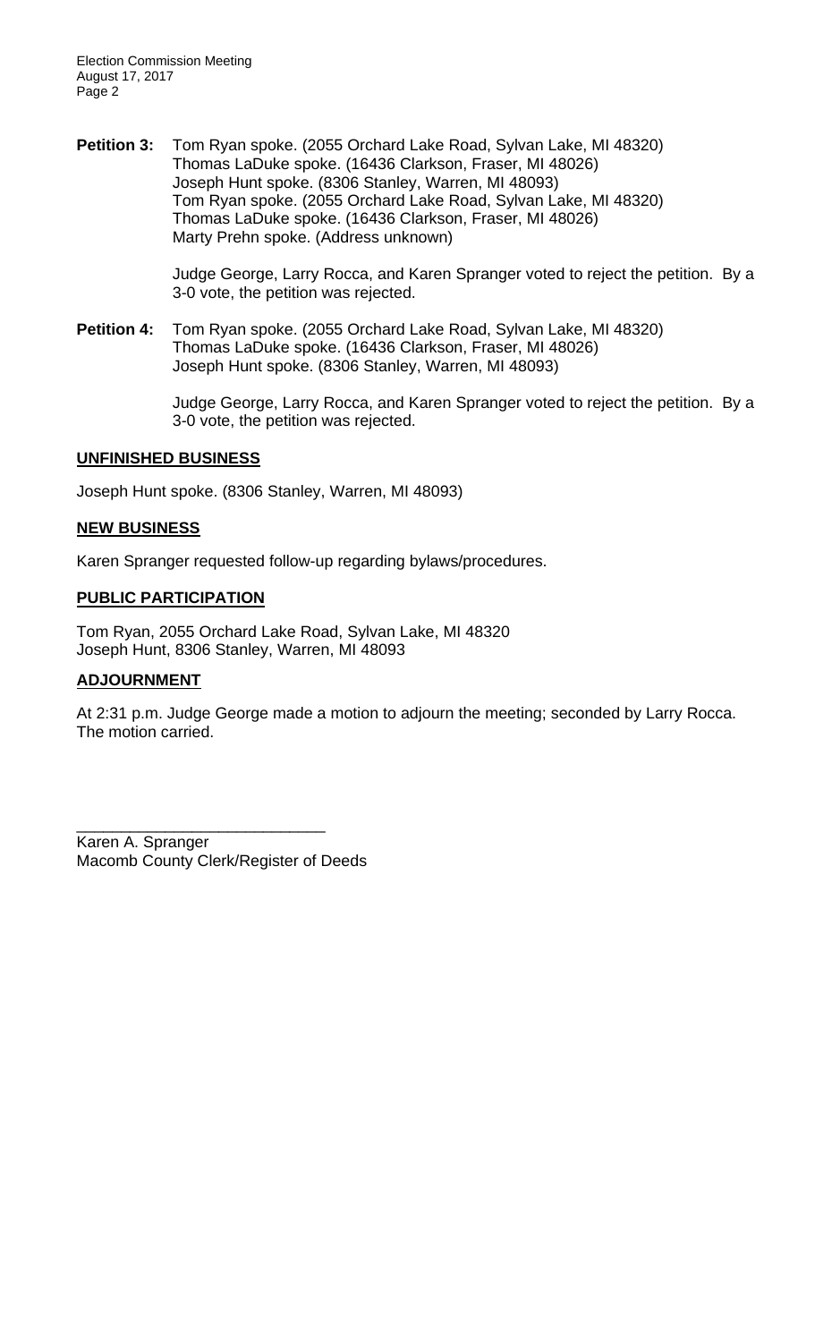**Petition 3:** Tom Ryan spoke. (2055 Orchard Lake Road, Sylvan Lake, MI 48320)
Thomas LaDuke spoke. (16436 Clarkson, Fraser, MI 48026)
Joseph Hunt spoke. (8306 Stanley, Warren, MI 48093)
Tom Ryan spoke. (2055 Orchard Lake Road, Sylvan Lake, MI 48320)
Thomas LaDuke spoke. (16436 Clarkson, Fraser, MI 48026)
Marty Prehn spoke. (Address unknown)

Judge George, Larry Rocca, and Karen Spranger voted to reject the petition. By a 3-0 vote, the petition was rejected.

**Petition 4:** Tom Ryan spoke. (2055 Orchard Lake Road, Sylvan Lake, MI 48320)
Thomas LaDuke spoke. (16436 Clarkson, Fraser, MI 48026)
Joseph Hunt spoke. (8306 Stanley, Warren, MI 48093)

Judge George, Larry Rocca, and Karen Spranger voted to reject the petition. By a 3-0 vote, the petition was rejected.

## UNFINISHED BUSINESS

Joseph Hunt spoke. (8306 Stanley, Warren, MI 48093)

## NEW BUSINESS

Karen Spranger requested follow-up regarding bylaws/procedures.

## PUBLIC PARTICIPATION

Tom Ryan, 2055 Orchard Lake Road, Sylvan Lake, MI 48320
Joseph Hunt, 8306 Stanley, Warren, MI 48093

## ADJOURNMENT

At 2:31 p.m. Judge George made a motion to adjourn the meeting; seconded by Larry Rocca. The motion carried.

____________________________
Karen A. Spranger
Macomb County Clerk/Register of Deeds